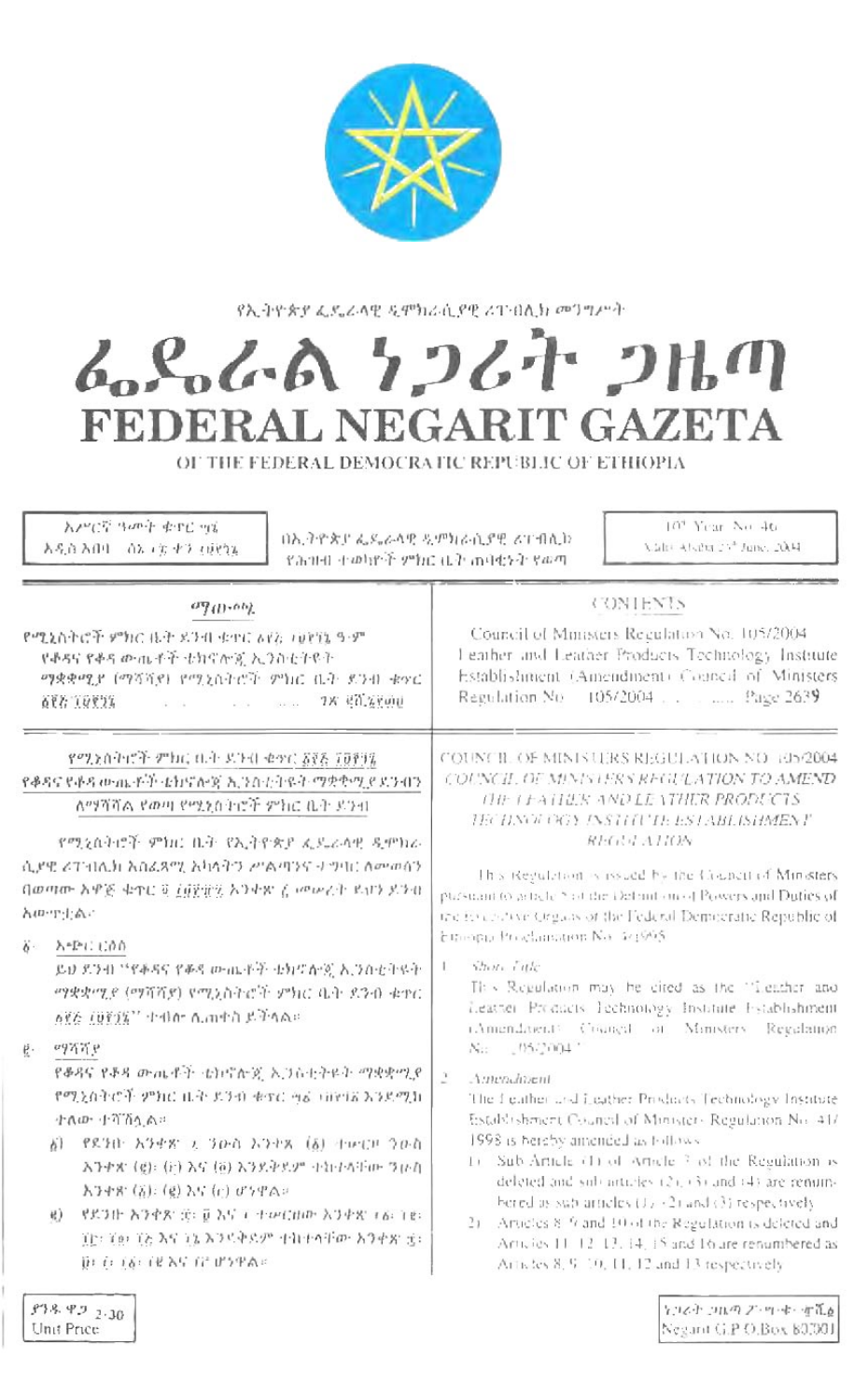የኢትዮጵያ ፌዴራላዊ ዲሞክራሲያዊ ሪፐብሊክ መንግሥት

# ፌዴራል ነጋሪት ጋዜጣ
# FEDERAL NEGARIT GAZETA
OF THE FEDERAL DEMOCRATIC REPUBLIC OF ETHIOPIA

| አሥረኛ ዓመት ቁጥር ፵፮ አዲስ አበባ ሰኔ ፲፮ ቀን ፲፱፻፺፮ | በኢትዮጵያ ፌዴራላዊ ዲሞክራሲያዊ ሪፐብሊክ የሕዝብ ተወካዮች ምክር ቤት ጠባቂነት የወጣ | 10th Year No. 46 ADDIS ABABA 23rd June, 2004 |
|---|---|---|

## ማውጫ

የሚኒስትሮች ምክር ቤት ደንብ ቁጥር ፻፭/፲፱፻፺፮ ዓ.ም

የቆዳና የቆዳ ውጤቶች ቴክኖሎጂ ኢንስቲትዩት ማቋቋሚያ (ማሻሻያ) የሚኒስትሮች ምክር ቤት ደንብ ቁጥር ፻፭/፲፱፻፺፮ .......... ገጽ ፪ሺ፮፻፴፱

## CONTENTS

Council of Ministers Regulation No. 105/2004

Leather and Leather Products Technology Institute Establishment (Amendment) Council of Ministers Regulation No. 105/2004 .......... Page 2639

### የሚኒስትሮች ምክር ቤት ደንብ ቁጥር ፻፭/፲፱፻፺፮

### የቆዳና የቆዳ ውጤቶች ቴክኖሎጂ ኢንስቲትዩት ማቋቋሚያ ደንብን ለማሻሻል የወጣ የሚኒስትሮች ምክር ቤት ደንብ

የሚኒስትሮች ምክር ቤት የኢትዮጵያ ፌዴራላዊ ዲሞክራሲያዊ ሪፐብሊክ አስፈጻሚ አካላትን ሥልጣንና ተግባር ለመወሰን በወጣው አዋጅ ቁጥር ፬/፲፱፻፹፯ አንቀጽ ፭ መሠረት ይህን ደንብ አውጥቷል።

፩. አጭር ርዕስ

ይህ ደንብ "የቆዳና የቆዳ ውጤቶች ቴክኖሎጂ ኢንስቲትዩት ማቋቋሚያ (ማሻሻያ) የሚኒስትሮች ምክር ቤት ደንብ ቁጥር ፻፭/፲፱፻፺፮" ተብሎ ሊጠቀስ ይችላል።

፪. ማሻሻያ

የቆዳና የቆዳ ውጤቶች ቴክኖሎጂ ኢንስቲትዩት ማቋቋሚያ የሚኒስትሮች ምክር ቤት ደንብ ቁጥር ፵፩/፲፱፻፺ እንደሚከተለው ተሻሽሏል።

፩) የደንቡ አንቀጽ ፫ ንዑስ አንቀጽ (፩) ተሠርዞ ንዑስ አንቀጽ (፪)፣ (፫) እና (፬) እንደቅደም ተከተላቸው ንዑስ አንቀጽ (፩)፣ (፪) እና (፫) ሆነዋል።

፪) የደንቡ አንቀጽ ፰፣ ፱ እና ፲ ተሠርዘው አንቀጽ ፲፩፣ ፲፪፣ ፲፫፣ ፲፬፣ ፲፭ እና ፲፮ እንደቅደም ተከተላቸው አንቀጽ ፰፣ ፱፣ ፲፣ ፲፩፣ ፲፪ እና ፲፫ ሆነዋል።

### COUNCIL OF MINISTERS REGULATION NO. 105/2004

### COUNCIL OF MINISTERS REGULATION TO AMEND THE LEATHER AND LEATHER PRODUCTS TECHNOLOGY INSTITUTE ESTABLISHMENT REGULATION

This Regulation is issued by the Council of Ministers pursuant to article 5 of the Definition of Powers and Duties of the Executive Organs of the Federal Democratic Republic of Ethiopia Proclamation No. 4/1995.

1. *Short Title*

   This Regulation may be cited as the "Leather and Leather Products Technology Institute Establishment (Amendment) Council of Ministers Regulation No. 105/2004."

2. *Amendment*

   The Leather and Leather Products Technology Institute Establishment Council of Ministers Regulation No. 41/1998 is hereby amended as follows:

   1) Sub Article (1) of Article 3 of the Regulation is deleted and sub articles (2), (3) and (4) are renumbered as sub articles (1), (2) and (3) respectively.

   2) Articles 8, 9 and 10 of the Regulation is deleted and Articles 11, 12, 13, 14, 15 and 16 are renumbered as Articles 8, 9, 10, 11, 12 and 13 respectively.

ያንዱ ዋጋ 2.30 Unit Price

ነጋሪት ጋዜጣ ፖ.ሣ.ቁ. ፹ሺ፩ Negarit G.P.O.Box 80001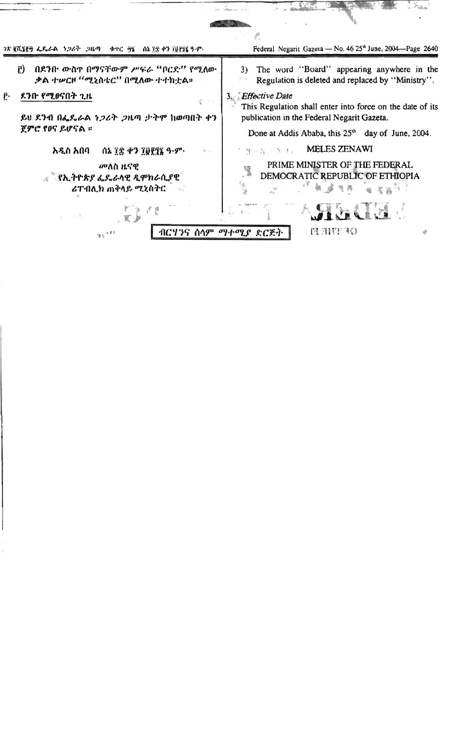፫) በደንቡ ውስጥ በማናቸውም ሥፍራ "ቦርድ" የሚለው ቃል ተሠርዞ "ሚኒስቴር" በሚለው ተተክቷል።

፫. ደንቡ የሚፀናበት ጊዜ

ይህ ደንብ በፌዴራል ነጋሪት ጋዜጣ ታትሞ ከወጣበት ቀን ጀምሮ የፀና ይሆናል ።

አዲስ አበባ ሰኔ ፲፰ ቀን ፲፱፻፺፮ ዓ.ም.

መለስ ዜናዊ

የኢትዮጵያ ፌዴራላዊ ዲሞክራሲያዊ ሪፐብሊክ ጠቅላይ ሚኒስትር

3) The word "Board" appearing anywhere in the Regulation is deleted and replaced by "Ministry".

3. *Effective Date*

This Regulation shall enter into force on the date of its publication in the Federal Negarit Gazeta.

Done at Addis Ababa, this 25th day of June, 2004.

MELES ZENAWI

PRIME MINISTER OF THE FEDERAL DEMOCRATIC REPUBLIC OF ETHIOPIA

ብርሃንና ሰላም ማተሚያ ድርጅት